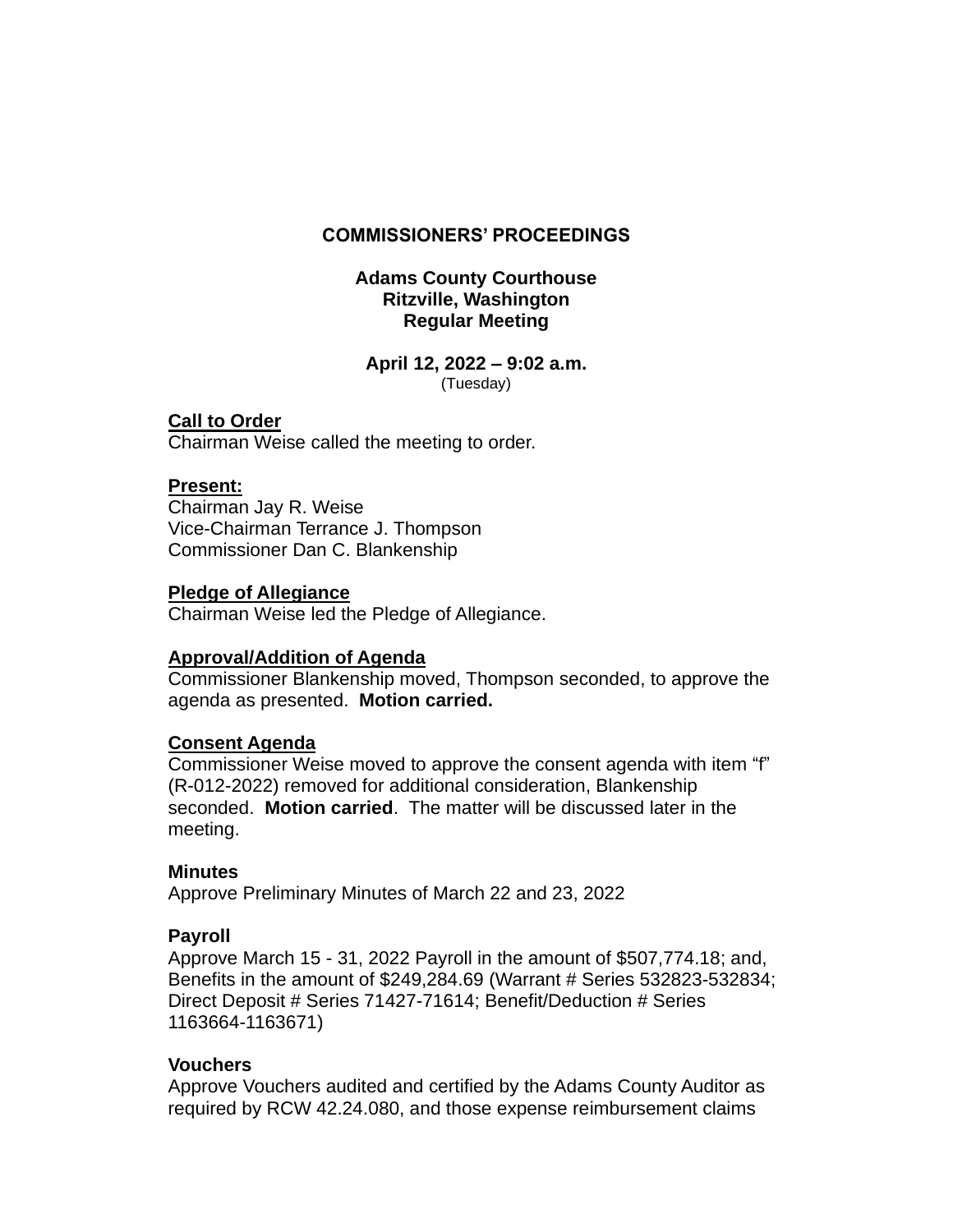# COMMISSIONERS' PROCEEDINGS

**Adams County Courthouse**
**Ritzville, Washington**
**Regular Meeting**

**April 12, 2022 – 9:02 a.m.**
(Tuesday)

**Call to Order**
Chairman Weise called the meeting to order.

**Present:**
Chairman Jay R. Weise
Vice-Chairman Terrance J. Thompson
Commissioner Dan C. Blankenship

**Pledge of Allegiance**
Chairman Weise led the Pledge of Allegiance.

**Approval/Addition of Agenda**
Commissioner Blankenship moved, Thompson seconded, to approve the agenda as presented. **Motion carried.**

**Consent Agenda**
Commissioner Weise moved to approve the consent agenda with item "f" (R-012-2022) removed for additional consideration, Blankenship seconded. **Motion carried**. The matter will be discussed later in the meeting.

**Minutes**
Approve Preliminary Minutes of March 22 and 23, 2022

**Payroll**
Approve March 15 - 31, 2022 Payroll in the amount of $507,774.18; and, Benefits in the amount of $249,284.69 (Warrant # Series 532823-532834; Direct Deposit # Series 71427-71614; Benefit/Deduction # Series 1163664-1163671)

**Vouchers**
Approve Vouchers audited and certified by the Adams County Auditor as required by RCW 42.24.080, and those expense reimbursement claims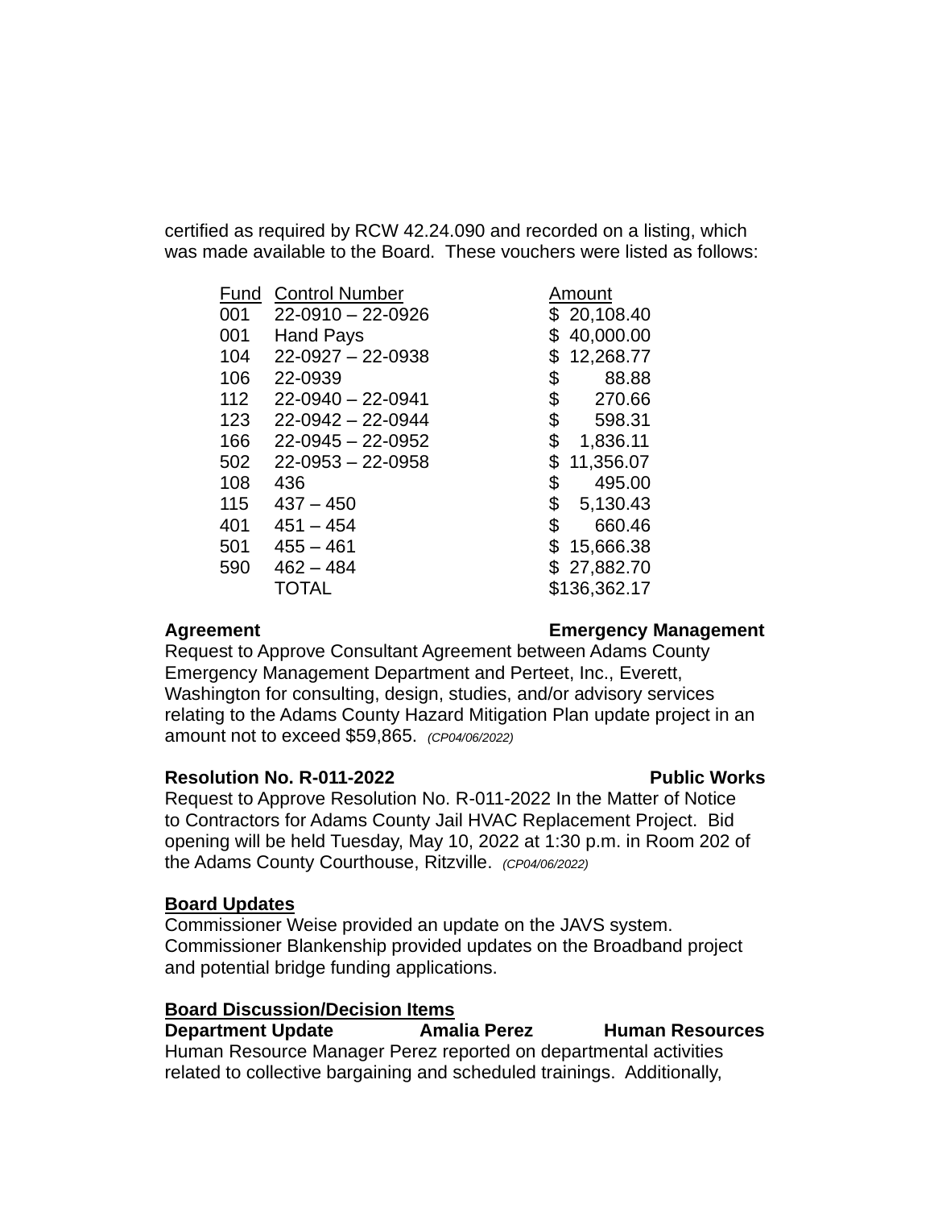certified as required by RCW 42.24.090 and recorded on a listing, which was made available to the Board. These vouchers were listed as follows:

| Fund | Control Number | Amount |
|---|---|---|
| 001 | 22-0910 – 22-0926 | $ 20,108.40 |
| 001 | Hand Pays | $ 40,000.00 |
| 104 | 22-0927 – 22-0938 | $ 12,268.77 |
| 106 | 22-0939 | $ 88.88 |
| 112 | 22-0940 – 22-0941 | $ 270.66 |
| 123 | 22-0942 – 22-0944 | $ 598.31 |
| 166 | 22-0945 – 22-0952 | $ 1,836.11 |
| 502 | 22-0953 – 22-0958 | $ 11,356.07 |
| 108 | 436 | $ 495.00 |
| 115 | 437 – 450 | $ 5,130.43 |
| 401 | 451 – 454 | $ 660.46 |
| 501 | 455 – 461 | $ 15,666.38 |
| 590 | 462 – 484 | $ 27,882.70 |
| | TOTAL | $136,362.17 |

**Agreement** **Emergency Management**
Request to Approve Consultant Agreement between Adams County Emergency Management Department and Perteet, Inc., Everett, Washington for consulting, design, studies, and/or advisory services relating to the Adams County Hazard Mitigation Plan update project in an amount not to exceed $59,865. *(CP04/06/2022)*

**Resolution No. R-011-2022** **Public Works**
Request to Approve Resolution No. R-011-2022 In the Matter of Notice to Contractors for Adams County Jail HVAC Replacement Project. Bid opening will be held Tuesday, May 10, 2022 at 1:30 p.m. in Room 202 of the Adams County Courthouse, Ritzville. *(CP04/06/2022)*

**Board Updates**
Commissioner Weise provided an update on the JAVS system. Commissioner Blankenship provided updates on the Broadband project and potential bridge funding applications.

**Board Discussion/Decision Items**
**Department Update** **Amalia Perez** **Human Resources**
Human Resource Manager Perez reported on departmental activities related to collective bargaining and scheduled trainings. Additionally,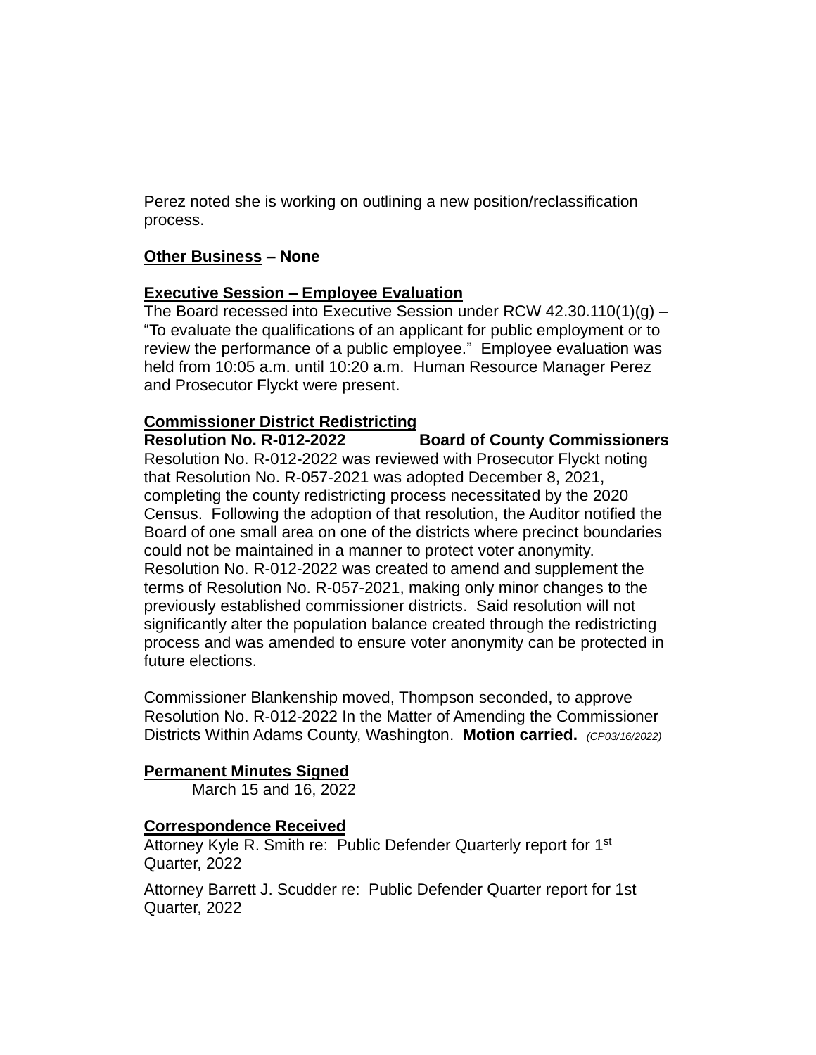Perez noted she is working on outlining a new position/reclassification process.

**<u>Other Business</u> – None**

**<u>Executive Session – Employee Evaluation</u>**
The Board recessed into Executive Session under RCW 42.30.110(1)(g) – "To evaluate the qualifications of an applicant for public employment or to review the performance of a public employee." Employee evaluation was held from 10:05 a.m. until 10:20 a.m. Human Resource Manager Perez and Prosecutor Flyckt were present.

**<u>Commissioner District Redistricting</u>**
**Resolution No. R-012-2022 Board of County Commissioners**
Resolution No. R-012-2022 was reviewed with Prosecutor Flyckt noting that Resolution No. R-057-2021 was adopted December 8, 2021, completing the county redistricting process necessitated by the 2020 Census. Following the adoption of that resolution, the Auditor notified the Board of one small area on one of the districts where precinct boundaries could not be maintained in a manner to protect voter anonymity. Resolution No. R-012-2022 was created to amend and supplement the terms of Resolution No. R-057-2021, making only minor changes to the previously established commissioner districts. Said resolution will not significantly alter the population balance created through the redistricting process and was amended to ensure voter anonymity can be protected in future elections.

Commissioner Blankenship moved, Thompson seconded, to approve Resolution No. R-012-2022 In the Matter of Amending the Commissioner Districts Within Adams County, Washington. **Motion carried.** *(CP03/16/2022)*

**<u>Permanent Minutes Signed</u>**
March 15 and 16, 2022

**<u>Correspondence Received</u>**
Attorney Kyle R. Smith re: Public Defender Quarterly report for 1st Quarter, 2022

Attorney Barrett J. Scudder re: Public Defender Quarter report for 1st Quarter, 2022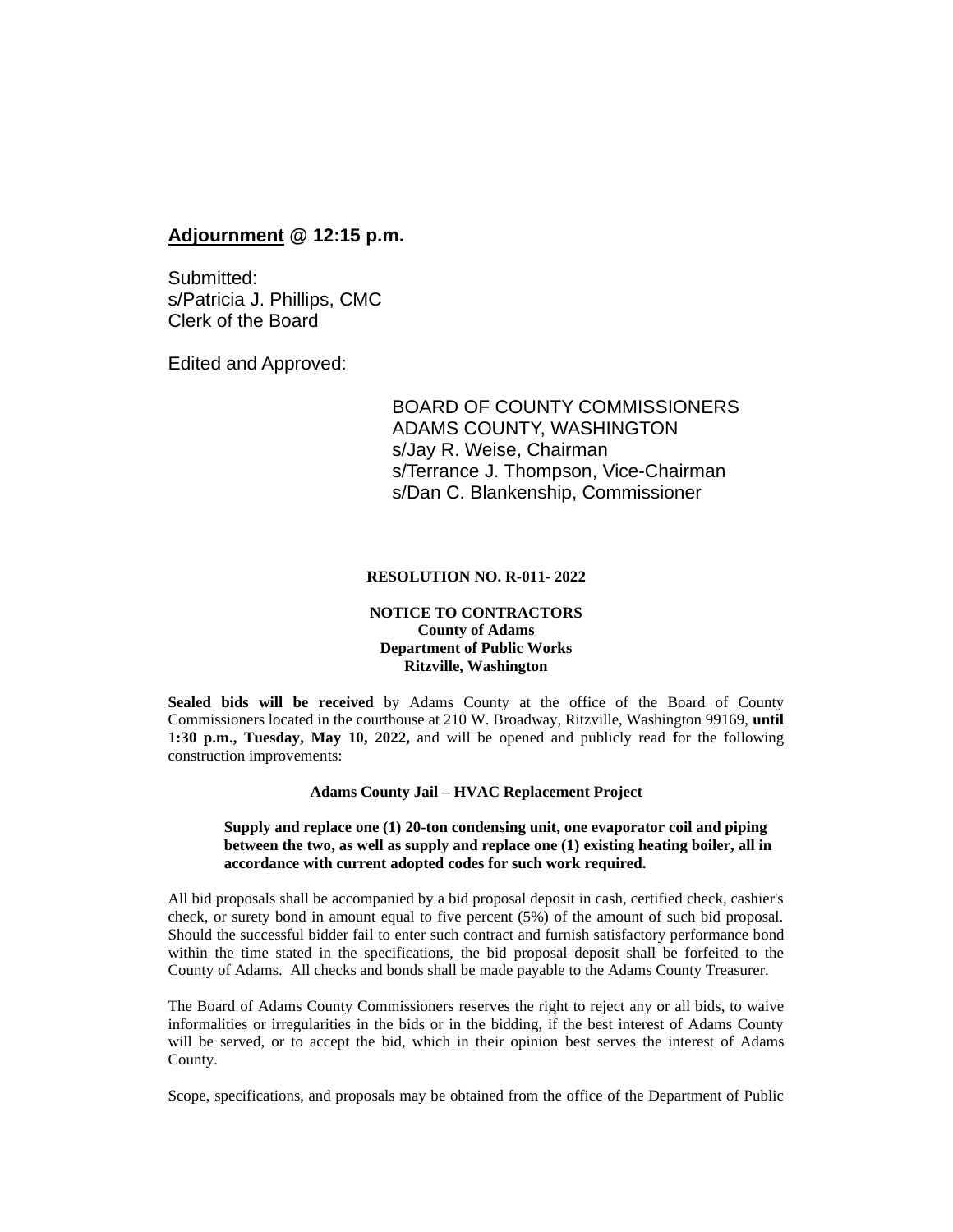**<u>Adjournment</u> @ 12:15 p.m.**

Submitted:
s/Patricia J. Phillips, CMC
Clerk of the Board

Edited and Approved:

BOARD OF COUNTY COMMISSIONERS
ADAMS COUNTY, WASHINGTON
s/Jay R. Weise, Chairman
s/Terrance J. Thompson, Vice-Chairman
s/Dan C. Blankenship, Commissioner

**RESOLUTION NO. R-011- 2022**

**NOTICE TO CONTRACTORS**
**County of Adams**
**Department of Public Works**
**Ritzville, Washington**

**Sealed bids will be received** by Adams County at the office of the Board of County Commissioners located in the courthouse at 210 W. Broadway, Ritzville, Washington 99169, **until** 1**:30 p.m., Tuesday, May 10, 2022,** and will be opened and publicly read **f**or the following construction improvements:

**Adams County Jail – HVAC Replacement Project**

**Supply and replace one (1) 20-ton condensing unit, one evaporator coil and piping between the two, as well as supply and replace one (1) existing heating boiler, all in accordance with current adopted codes for such work required.**

All bid proposals shall be accompanied by a bid proposal deposit in cash, certified check, cashier's check, or surety bond in amount equal to five percent (5%) of the amount of such bid proposal. Should the successful bidder fail to enter such contract and furnish satisfactory performance bond within the time stated in the specifications, the bid proposal deposit shall be forfeited to the County of Adams. All checks and bonds shall be made payable to the Adams County Treasurer.

The Board of Adams County Commissioners reserves the right to reject any or all bids, to waive informalities or irregularities in the bids or in the bidding, if the best interest of Adams County will be served, or to accept the bid, which in their opinion best serves the interest of Adams County.

Scope, specifications, and proposals may be obtained from the office of the Department of Public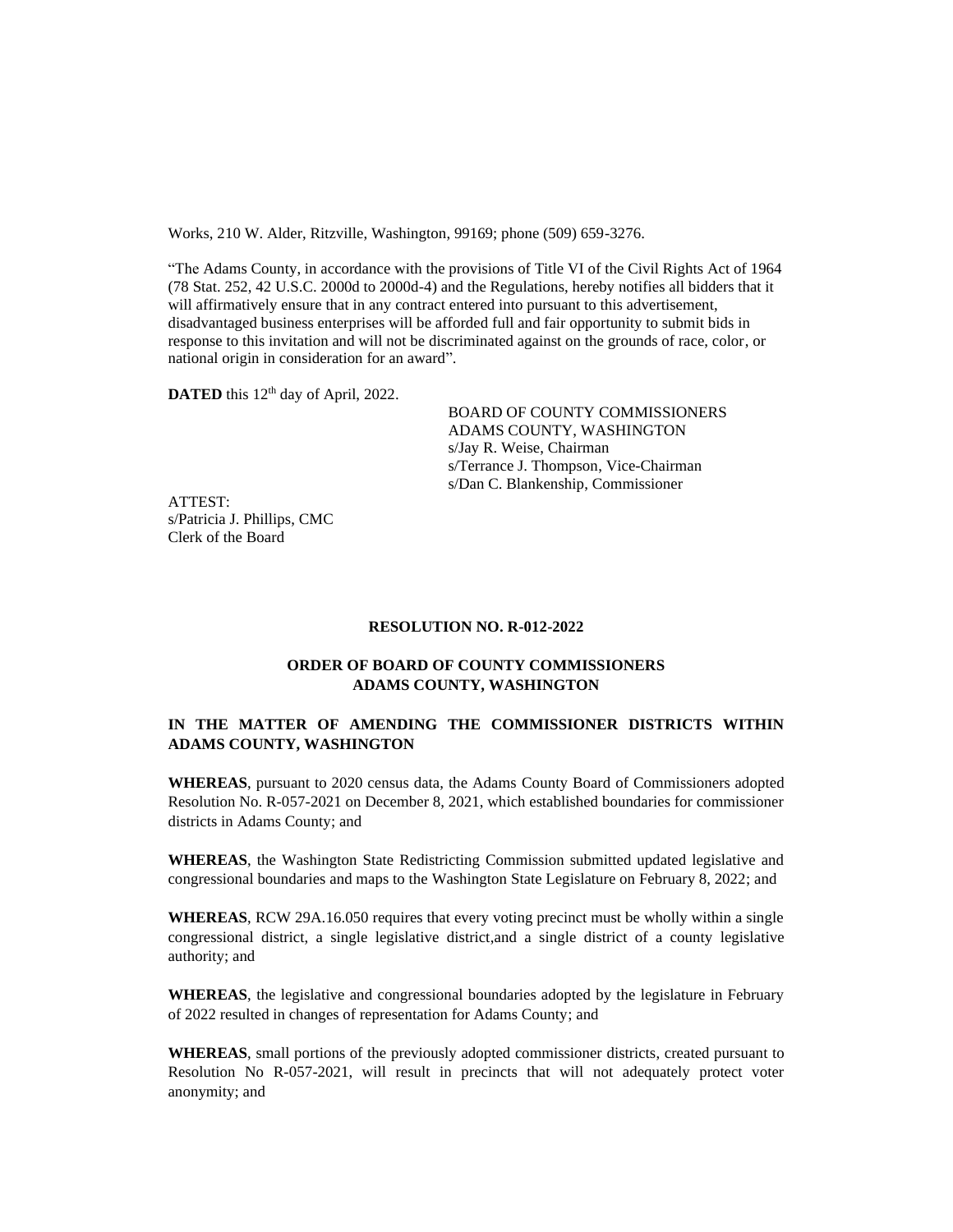Works, 210 W. Alder, Ritzville, Washington, 99169; phone (509) 659-3276.

"The Adams County, in accordance with the provisions of Title VI of the Civil Rights Act of 1964 (78 Stat. 252, 42 U.S.C. 2000d to 2000d-4) and the Regulations, hereby notifies all bidders that it will affirmatively ensure that in any contract entered into pursuant to this advertisement, disadvantaged business enterprises will be afforded full and fair opportunity to submit bids in response to this invitation and will not be discriminated against on the grounds of race, color, or national origin in consideration for an award".

**DATED** this 12th day of April, 2022.

BOARD OF COUNTY COMMISSIONERS
ADAMS COUNTY, WASHINGTON
s/Jay R. Weise, Chairman
s/Terrance J. Thompson, Vice-Chairman
s/Dan C. Blankenship, Commissioner

ATTEST:
s/Patricia J. Phillips, CMC
Clerk of the Board

**RESOLUTION NO. R-012-2022**

**ORDER OF BOARD OF COUNTY COMMISSIONERS**
**ADAMS COUNTY, WASHINGTON**

**IN THE MATTER OF AMENDING THE COMMISSIONER DISTRICTS WITHIN ADAMS COUNTY, WASHINGTON**

**WHEREAS**, pursuant to 2020 census data, the Adams County Board of Commissioners adopted Resolution No. R-057-2021 on December 8, 2021, which established boundaries for commissioner districts in Adams County; and

**WHEREAS**, the Washington State Redistricting Commission submitted updated legislative and congressional boundaries and maps to the Washington State Legislature on February 8, 2022; and

**WHEREAS**, RCW 29A.16.050 requires that every voting precinct must be wholly within a single congressional district, a single legislative district,and a single district of a county legislative authority; and

**WHEREAS**, the legislative and congressional boundaries adopted by the legislature in February of 2022 resulted in changes of representation for Adams County; and

**WHEREAS**, small portions of the previously adopted commissioner districts, created pursuant to Resolution No R-057-2021, will result in precincts that will not adequately protect voter anonymity; and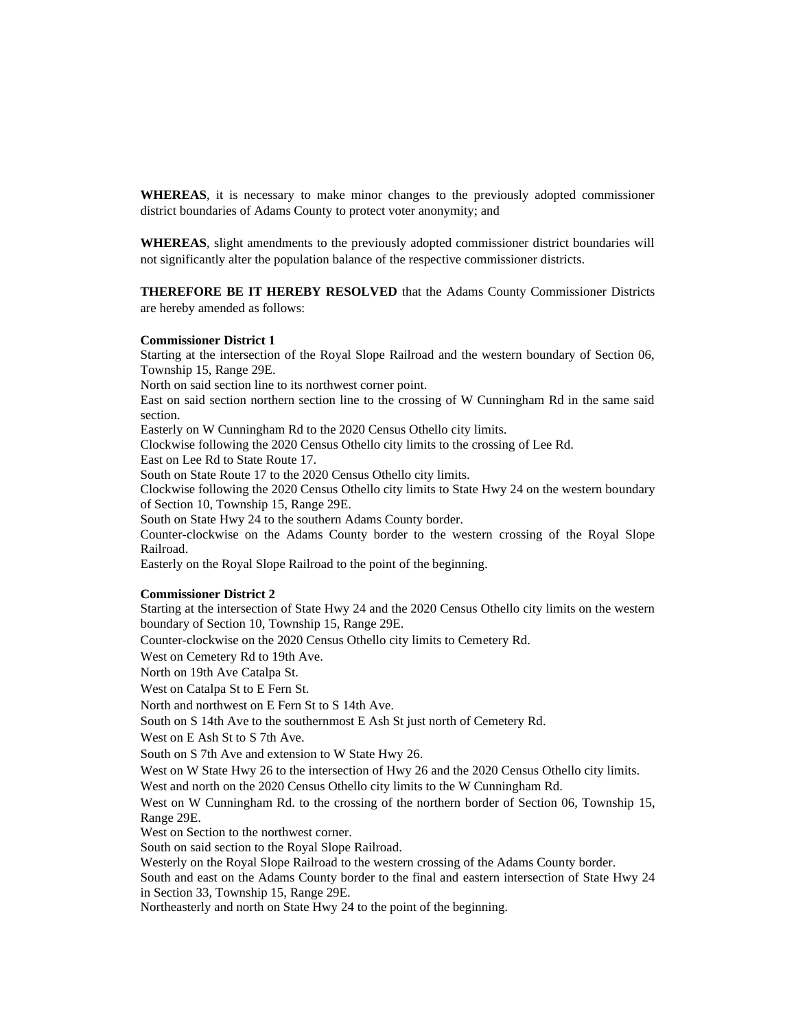**WHEREAS**, it is necessary to make minor changes to the previously adopted commissioner district boundaries of Adams County to protect voter anonymity; and

**WHEREAS**, slight amendments to the previously adopted commissioner district boundaries will not significantly alter the population balance of the respective commissioner districts.

**THEREFORE BE IT HEREBY RESOLVED** that the Adams County Commissioner Districts are hereby amended as follows:

**Commissioner District 1**

Starting at the intersection of the Royal Slope Railroad and the western boundary of Section 06, Township 15, Range 29E.

North on said section line to its northwest corner point.

East on said section northern section line to the crossing of W Cunningham Rd in the same said section.

Easterly on W Cunningham Rd to the 2020 Census Othello city limits.

Clockwise following the 2020 Census Othello city limits to the crossing of Lee Rd.

East on Lee Rd to State Route 17.

South on State Route 17 to the 2020 Census Othello city limits.

Clockwise following the 2020 Census Othello city limits to State Hwy 24 on the western boundary of Section 10, Township 15, Range 29E.

South on State Hwy 24 to the southern Adams County border.

Counter-clockwise on the Adams County border to the western crossing of the Royal Slope Railroad.

Easterly on the Royal Slope Railroad to the point of the beginning.

**Commissioner District 2**

Starting at the intersection of State Hwy 24 and the 2020 Census Othello city limits on the western boundary of Section 10, Township 15, Range 29E.

Counter-clockwise on the 2020 Census Othello city limits to Cemetery Rd.

West on Cemetery Rd to 19th Ave.

North on 19th Ave Catalpa St.

West on Catalpa St to E Fern St.

North and northwest on E Fern St to S 14th Ave.

South on S 14th Ave to the southernmost E Ash St just north of Cemetery Rd.

West on E Ash St to S 7th Ave.

South on S 7th Ave and extension to W State Hwy 26.

West on W State Hwy 26 to the intersection of Hwy 26 and the 2020 Census Othello city limits.

West and north on the 2020 Census Othello city limits to the W Cunningham Rd.

West on W Cunningham Rd. to the crossing of the northern border of Section 06, Township 15, Range 29E.

West on Section to the northwest corner.

South on said section to the Royal Slope Railroad.

Westerly on the Royal Slope Railroad to the western crossing of the Adams County border.

South and east on the Adams County border to the final and eastern intersection of State Hwy 24 in Section 33, Township 15, Range 29E.

Northeasterly and north on State Hwy 24 to the point of the beginning.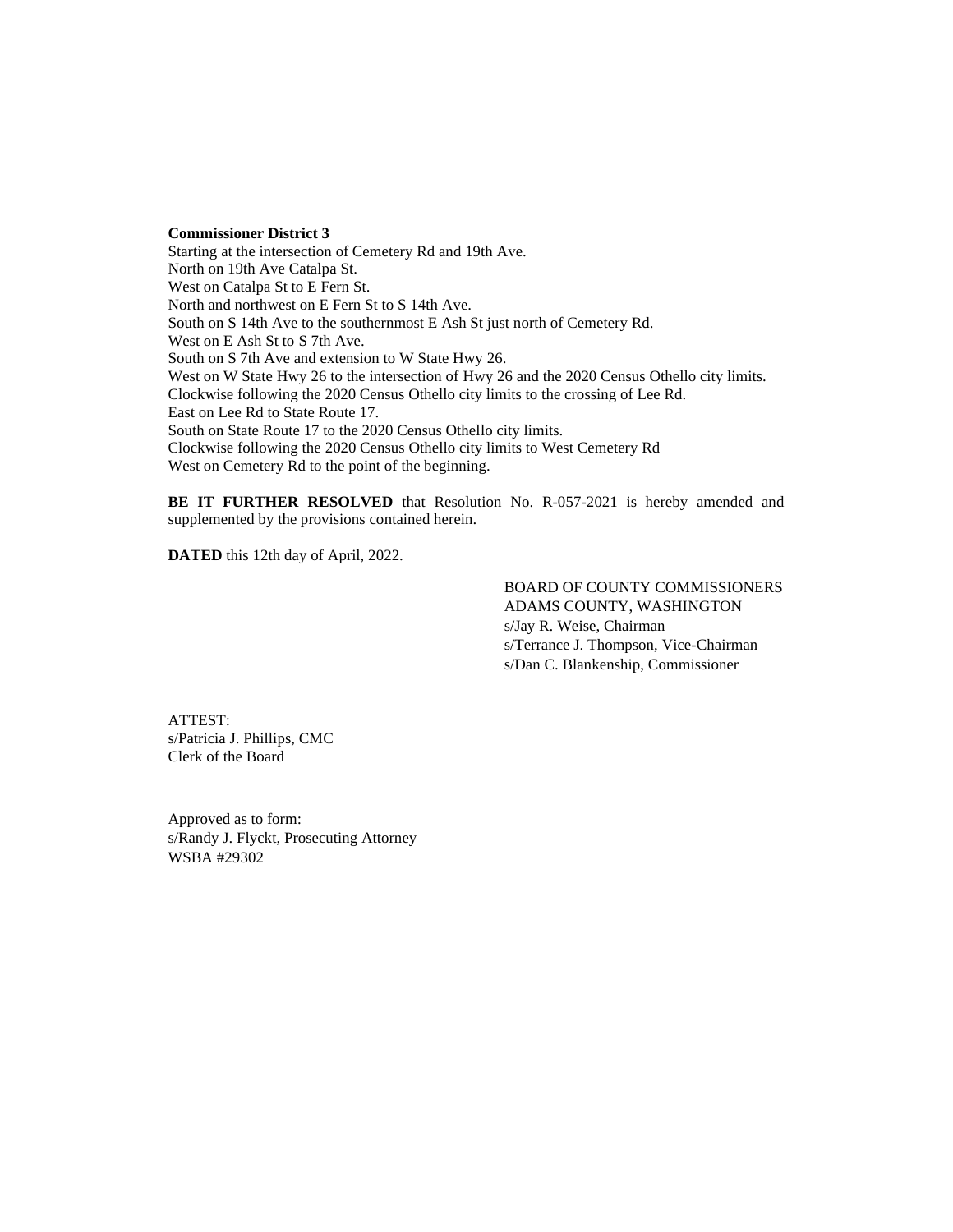**Commissioner District 3**

Starting at the intersection of Cemetery Rd and 19th Ave.
North on 19th Ave Catalpa St.
West on Catalpa St to E Fern St.
North and northwest on E Fern St to S 14th Ave.
South on S 14th Ave to the southernmost E Ash St just north of Cemetery Rd.
West on E Ash St to S 7th Ave.
South on S 7th Ave and extension to W State Hwy 26.
West on W State Hwy 26 to the intersection of Hwy 26 and the 2020 Census Othello city limits.
Clockwise following the 2020 Census Othello city limits to the crossing of Lee Rd.
East on Lee Rd to State Route 17.
South on State Route 17 to the 2020 Census Othello city limits.
Clockwise following the 2020 Census Othello city limits to West Cemetery Rd
West on Cemetery Rd to the point of the beginning.

**BE IT FURTHER RESOLVED** that Resolution No. R-057-2021 is hereby amended and supplemented by the provisions contained herein.

**DATED** this 12th day of April, 2022.

BOARD OF COUNTY COMMISSIONERS
ADAMS COUNTY, WASHINGTON
s/Jay R. Weise, Chairman
s/Terrance J. Thompson, Vice-Chairman
s/Dan C. Blankenship, Commissioner

ATTEST:
s/Patricia J. Phillips, CMC
Clerk of the Board

Approved as to form:
s/Randy J. Flyckt, Prosecuting Attorney
WSBA #29302